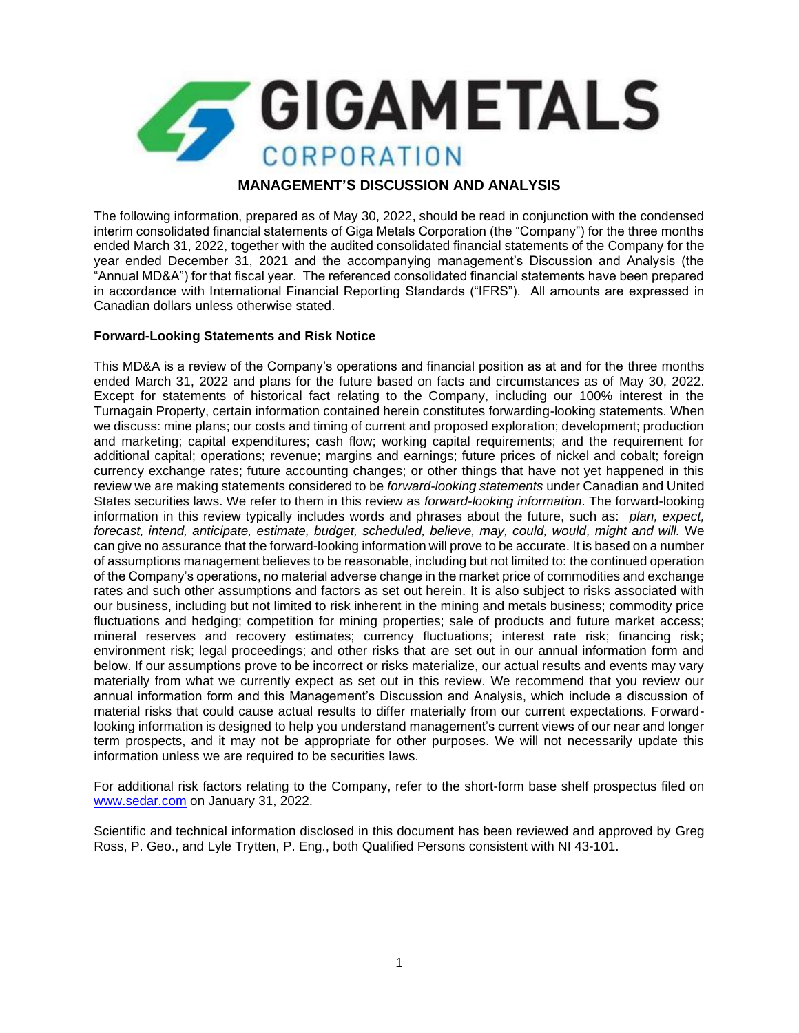# GIGAMETALS CORPORATION

## MANAGEMENT'S DISCUSSION AND ANALYSIS

The following information, prepared as of May 30, 2022, should be read in conjunction with the condensed interim consolidated financial statements of Giga Metals Corporation (the "Company") for the three months ended March 31, 2022, together with the audited consolidated financial statements of the Company for the year ended December 31, 2021 and the accompanying management's Discussion and Analysis (the "Annual MD&A") for that fiscal year. The referenced consolidated financial statements have been prepared in accordance with International Financial Reporting Standards ("IFRS"). All amounts are expressed in Canadian dollars unless otherwise stated.

**Forward-Looking Statements and Risk Notice**

This MD&A is a review of the Company's operations and financial position as at and for the three months ended March 31, 2022 and plans for the future based on facts and circumstances as of May 30, 2022. Except for statements of historical fact relating to the Company, including our 100% interest in the Turnagain Property, certain information contained herein constitutes forwarding-looking statements. When we discuss: mine plans; our costs and timing of current and proposed exploration; development; production and marketing; capital expenditures; cash flow; working capital requirements; and the requirement for additional capital; operations; revenue; margins and earnings; future prices of nickel and cobalt; foreign currency exchange rates; future accounting changes; or other things that have not yet happened in this review we are making statements considered to be *forward-looking statements* under Canadian and United States securities laws. We refer to them in this review as *forward-looking information*. The forward-looking information in this review typically includes words and phrases about the future, such as: *plan, expect, forecast, intend, anticipate, estimate, budget, scheduled, believe, may, could, would, might and will.* We can give no assurance that the forward-looking information will prove to be accurate. It is based on a number of assumptions management believes to be reasonable, including but not limited to: the continued operation of the Company's operations, no material adverse change in the market price of commodities and exchange rates and such other assumptions and factors as set out herein. It is also subject to risks associated with our business, including but not limited to risk inherent in the mining and metals business; commodity price fluctuations and hedging; competition for mining properties; sale of products and future market access; mineral reserves and recovery estimates; currency fluctuations; interest rate risk; financing risk; environment risk; legal proceedings; and other risks that are set out in our annual information form and below. If our assumptions prove to be incorrect or risks materialize, our actual results and events may vary materially from what we currently expect as set out in this review. We recommend that you review our annual information form and this Management's Discussion and Analysis, which include a discussion of material risks that could cause actual results to differ materially from our current expectations. Forward-looking information is designed to help you understand management's current views of our near and longer term prospects, and it may not be appropriate for other purposes. We will not necessarily update this information unless we are required to be securities laws.

For additional risk factors relating to the Company, refer to the short-form base shelf prospectus filed on [www.sedar.com](http://www.sedar.com) on January 31, 2022.

Scientific and technical information disclosed in this document has been reviewed and approved by Greg Ross, P. Geo., and Lyle Trytten, P. Eng., both Qualified Persons consistent with NI 43-101.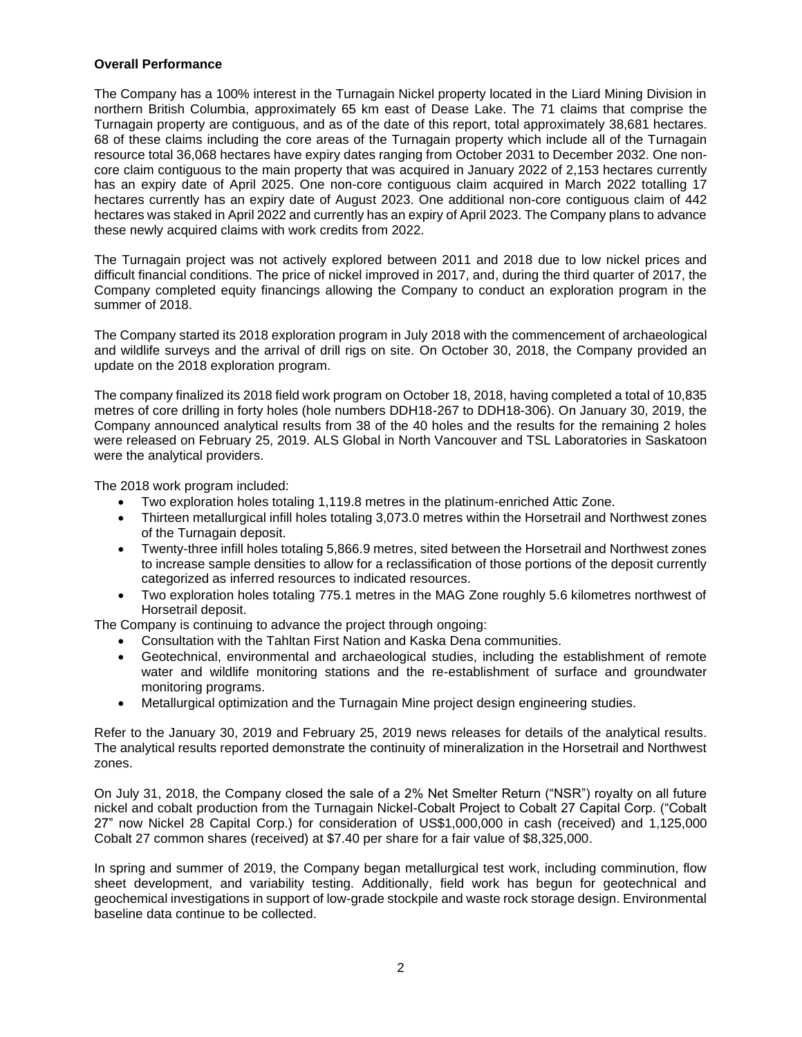**Overall Performance**

The Company has a 100% interest in the Turnagain Nickel property located in the Liard Mining Division in northern British Columbia, approximately 65 km east of Dease Lake. The 71 claims that comprise the Turnagain property are contiguous, and as of the date of this report, total approximately 38,681 hectares. 68 of these claims including the core areas of the Turnagain property which include all of the Turnagain resource total 36,068 hectares have expiry dates ranging from October 2031 to December 2032. One non-core claim contiguous to the main property that was acquired in January 2022 of 2,153 hectares currently has an expiry date of April 2025. One non-core contiguous claim acquired in March 2022 totalling 17 hectares currently has an expiry date of August 2023. One additional non-core contiguous claim of 442 hectares was staked in April 2022 and currently has an expiry of April 2023. The Company plans to advance these newly acquired claims with work credits from 2022.

The Turnagain project was not actively explored between 2011 and 2018 due to low nickel prices and difficult financial conditions. The price of nickel improved in 2017, and, during the third quarter of 2017, the Company completed equity financings allowing the Company to conduct an exploration program in the summer of 2018.

The Company started its 2018 exploration program in July 2018 with the commencement of archaeological and wildlife surveys and the arrival of drill rigs on site. On October 30, 2018, the Company provided an update on the 2018 exploration program.

The company finalized its 2018 field work program on October 18, 2018, having completed a total of 10,835 metres of core drilling in forty holes (hole numbers DDH18-267 to DDH18-306). On January 30, 2019, the Company announced analytical results from 38 of the 40 holes and the results for the remaining 2 holes were released on February 25, 2019. ALS Global in North Vancouver and TSL Laboratories in Saskatoon were the analytical providers.

The 2018 work program included:

- Two exploration holes totaling 1,119.8 metres in the platinum-enriched Attic Zone.
- Thirteen metallurgical infill holes totaling 3,073.0 metres within the Horsetrail and Northwest zones of the Turnagain deposit.
- Twenty-three infill holes totaling 5,866.9 metres, sited between the Horsetrail and Northwest zones to increase sample densities to allow for a reclassification of those portions of the deposit currently categorized as inferred resources to indicated resources.
- Two exploration holes totaling 775.1 metres in the MAG Zone roughly 5.6 kilometres northwest of Horsetrail deposit.

The Company is continuing to advance the project through ongoing:

- Consultation with the Tahltan First Nation and Kaska Dena communities.
- Geotechnical, environmental and archaeological studies, including the establishment of remote water and wildlife monitoring stations and the re-establishment of surface and groundwater monitoring programs.
- Metallurgical optimization and the Turnagain Mine project design engineering studies.

Refer to the January 30, 2019 and February 25, 2019 news releases for details of the analytical results. The analytical results reported demonstrate the continuity of mineralization in the Horsetrail and Northwest zones.

On July 31, 2018, the Company closed the sale of a 2% Net Smelter Return ("NSR") royalty on all future nickel and cobalt production from the Turnagain Nickel-Cobalt Project to Cobalt 27 Capital Corp. ("Cobalt 27" now Nickel 28 Capital Corp.) for consideration of US$1,000,000 in cash (received) and 1,125,000 Cobalt 27 common shares (received) at $7.40 per share for a fair value of $8,325,000.

In spring and summer of 2019, the Company began metallurgical test work, including comminution, flow sheet development, and variability testing. Additionally, field work has begun for geotechnical and geochemical investigations in support of low-grade stockpile and waste rock storage design. Environmental baseline data continue to be collected.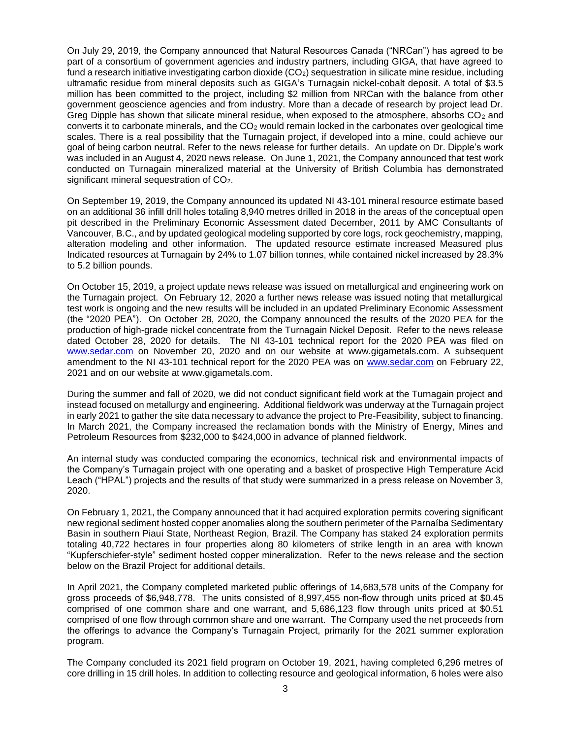On July 29, 2019, the Company announced that Natural Resources Canada ("NRCan") has agreed to be part of a consortium of government agencies and industry partners, including GIGA, that have agreed to fund a research initiative investigating carbon dioxide ($CO_2$) sequestration in silicate mine residue, including ultramafic residue from mineral deposits such as GIGA's Turnagain nickel-cobalt deposit. A total of $3.5 million has been committed to the project, including $2 million from NRCan with the balance from other government geoscience agencies and from industry. More than a decade of research by project lead Dr. Greg Dipple has shown that silicate mineral residue, when exposed to the atmosphere, absorbs $CO_2$ and converts it to carbonate minerals, and the $CO_2$ would remain locked in the carbonates over geological time scales. There is a real possibility that the Turnagain project, if developed into a mine, could achieve our goal of being carbon neutral. Refer to the news release for further details. An update on Dr. Dipple's work was included in an August 4, 2020 news release. On June 1, 2021, the Company announced that test work conducted on Turnagain mineralized material at the University of British Columbia has demonstrated significant mineral sequestration of $CO_2$.

On September 19, 2019, the Company announced its updated NI 43-101 mineral resource estimate based on an additional 36 infill drill holes totaling 8,940 metres drilled in 2018 in the areas of the conceptual open pit described in the Preliminary Economic Assessment dated December, 2011 by AMC Consultants of Vancouver, B.C., and by updated geological modeling supported by core logs, rock geochemistry, mapping, alteration modeling and other information. The updated resource estimate increased Measured plus Indicated resources at Turnagain by 24% to 1.07 billion tonnes, while contained nickel increased by 28.3% to 5.2 billion pounds.

On October 15, 2019, a project update news release was issued on metallurgical and engineering work on the Turnagain project. On February 12, 2020 a further news release was issued noting that metallurgical test work is ongoing and the new results will be included in an updated Preliminary Economic Assessment (the "2020 PEA"). On October 28, 2020, the Company announced the results of the 2020 PEA for the production of high-grade nickel concentrate from the Turnagain Nickel Deposit. Refer to the news release dated October 28, 2020 for details. The NI 43-101 technical report for the 2020 PEA was filed on www.sedar.com on November 20, 2020 and on our website at www.gigametals.com. A subsequent amendment to the NI 43-101 technical report for the 2020 PEA was on www.sedar.com on February 22, 2021 and on our website at www.gigametals.com.

During the summer and fall of 2020, we did not conduct significant field work at the Turnagain project and instead focused on metallurgy and engineering. Additional fieldwork was underway at the Turnagain project in early 2021 to gather the site data necessary to advance the project to Pre-Feasibility, subject to financing. In March 2021, the Company increased the reclamation bonds with the Ministry of Energy, Mines and Petroleum Resources from $232,000 to $424,000 in advance of planned fieldwork.

An internal study was conducted comparing the economics, technical risk and environmental impacts of the Company's Turnagain project with one operating and a basket of prospective High Temperature Acid Leach ("HPAL") projects and the results of that study were summarized in a press release on November 3, 2020.

On February 1, 2021, the Company announced that it had acquired exploration permits covering significant new regional sediment hosted copper anomalies along the southern perimeter of the Parnaíba Sedimentary Basin in southern Piauí State, Northeast Region, Brazil. The Company has staked 24 exploration permits totaling 40,722 hectares in four properties along 80 kilometers of strike length in an area with known "Kupferschiefer-style" sediment hosted copper mineralization. Refer to the news release and the section below on the Brazil Project for additional details.

In April 2021, the Company completed marketed public offerings of 14,683,578 units of the Company for gross proceeds of $6,948,778. The units consisted of 8,997,455 non-flow through units priced at $0.45 comprised of one common share and one warrant, and 5,686,123 flow through units priced at $0.51 comprised of one flow through common share and one warrant. The Company used the net proceeds from the offerings to advance the Company's Turnagain Project, primarily for the 2021 summer exploration program.

The Company concluded its 2021 field program on October 19, 2021, having completed 6,296 metres of core drilling in 15 drill holes. In addition to collecting resource and geological information, 6 holes were also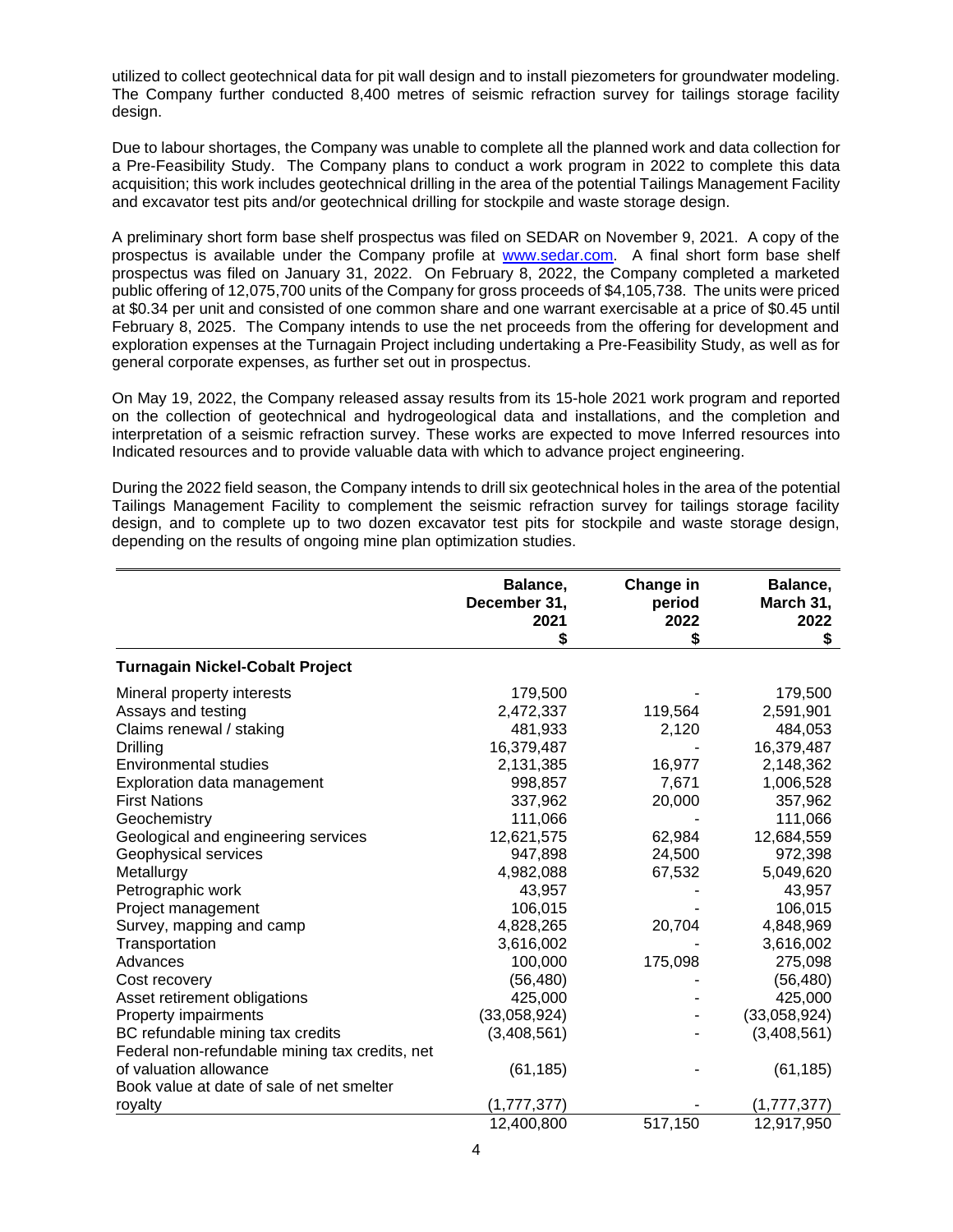utilized to collect geotechnical data for pit wall design and to install piezometers for groundwater modeling. The Company further conducted 8,400 metres of seismic refraction survey for tailings storage facility design.

Due to labour shortages, the Company was unable to complete all the planned work and data collection for a Pre-Feasibility Study. The Company plans to conduct a work program in 2022 to complete this data acquisition; this work includes geotechnical drilling in the area of the potential Tailings Management Facility and excavator test pits and/or geotechnical drilling for stockpile and waste storage design.

A preliminary short form base shelf prospectus was filed on SEDAR on November 9, 2021. A copy of the prospectus is available under the Company profile at www.sedar.com. A final short form base shelf prospectus was filed on January 31, 2022. On February 8, 2022, the Company completed a marketed public offering of 12,075,700 units of the Company for gross proceeds of $4,105,738. The units were priced at $0.34 per unit and consisted of one common share and one warrant exercisable at a price of $0.45 until February 8, 2025. The Company intends to use the net proceeds from the offering for development and exploration expenses at the Turnagain Project including undertaking a Pre-Feasibility Study, as well as for general corporate expenses, as further set out in prospectus.

On May 19, 2022, the Company released assay results from its 15-hole 2021 work program and reported on the collection of geotechnical and hydrogeological data and installations, and the completion and interpretation of a seismic refraction survey. These works are expected to move Inferred resources into Indicated resources and to provide valuable data with which to advance project engineering.

During the 2022 field season, the Company intends to drill six geotechnical holes in the area of the potential Tailings Management Facility to complement the seismic refraction survey for tailings storage facility design, and to complete up to two dozen excavator test pits for stockpile and waste storage design, depending on the results of ongoing mine plan optimization studies.

| | Balance, December 31, 2021 $ | Change in period 2022 $ | Balance, March 31, 2022 $ |
|---|---|---|---|
| **Turnagain Nickel-Cobalt Project** | | | |
| Mineral property interests | 179,500 | - | 179,500 |
| Assays and testing | 2,472,337 | 119,564 | 2,591,901 |
| Claims renewal / staking | 481,933 | 2,120 | 484,053 |
| Drilling | 16,379,487 | - | 16,379,487 |
| Environmental studies | 2,131,385 | 16,977 | 2,148,362 |
| Exploration data management | 998,857 | 7,671 | 1,006,528 |
| First Nations | 337,962 | 20,000 | 357,962 |
| Geochemistry | 111,066 | - | 111,066 |
| Geological and engineering services | 12,621,575 | 62,984 | 12,684,559 |
| Geophysical services | 947,898 | 24,500 | 972,398 |
| Metallurgy | 4,982,088 | 67,532 | 5,049,620 |
| Petrographic work | 43,957 | - | 43,957 |
| Project management | 106,015 | - | 106,015 |
| Survey, mapping and camp | 4,828,265 | 20,704 | 4,848,969 |
| Transportation | 3,616,002 | - | 3,616,002 |
| Advances | 100,000 | 175,098 | 275,098 |
| Cost recovery | (56,480) | - | (56,480) |
| Asset retirement obligations | 425,000 | - | 425,000 |
| Property impairments | (33,058,924) | - | (33,058,924) |
| BC refundable mining tax credits | (3,408,561) | - | (3,408,561) |
| Federal non-refundable mining tax credits, net of valuation allowance | (61,185) | - | (61,185) |
| Book value at date of sale of net smelter royalty | (1,777,377) | - | (1,777,377) |
| | 12,400,800 | 517,150 | 12,917,950 |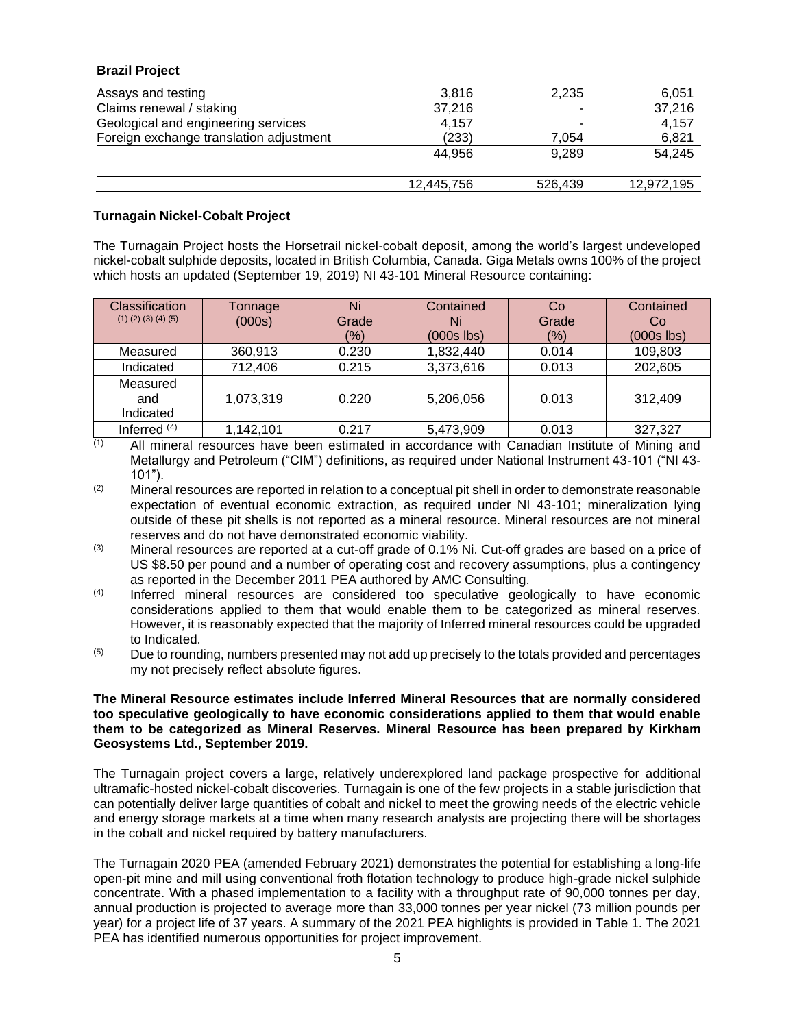**Brazil Project**

| | | | |
|---|---|---|---|
| Assays and testing | 3,816 | 2,235 | 6,051 |
| Claims renewal / staking | 37,216 | - | 37,216 |
| Geological and engineering services | 4,157 | - | 4,157 |
| Foreign exchange translation adjustment | (233) | 7,054 | 6,821 |
| | 44,956 | 9,289 | 54,245 |
| | 12,445,756 | 526,439 | 12,972,195 |

**Turnagain Nickel-Cobalt Project**

The Turnagain Project hosts the Horsetrail nickel-cobalt deposit, among the world's largest undeveloped nickel-cobalt sulphide deposits, located in British Columbia, Canada. Giga Metals owns 100% of the project which hosts an updated (September 19, 2019) NI 43-101 Mineral Resource containing:

| Classification (1) (2) (3) (4) (5) | Tonnage (000s) | Ni Grade (%) | Contained Ni (000s lbs) | Co Grade (%) | Contained Co (000s lbs) |
|---|---|---|---|---|---|
| Measured | 360,913 | 0.230 | 1,832,440 | 0.014 | 109,803 |
| Indicated | 712,406 | 0.215 | 3,373,616 | 0.013 | 202,605 |
| Measured and Indicated | 1,073,319 | 0.220 | 5,206,056 | 0.013 | 312,409 |
| Inferred (4) | 1,142,101 | 0.217 | 5,473,909 | 0.013 | 327,327 |

(1) All mineral resources have been estimated in accordance with Canadian Institute of Mining and Metallurgy and Petroleum ("CIM") definitions, as required under National Instrument 43-101 ("NI 43-101").

(2) Mineral resources are reported in relation to a conceptual pit shell in order to demonstrate reasonable expectation of eventual economic extraction, as required under NI 43-101; mineralization lying outside of these pit shells is not reported as a mineral resource. Mineral resources are not mineral reserves and do not have demonstrated economic viability.

(3) Mineral resources are reported at a cut-off grade of 0.1% Ni. Cut-off grades are based on a price of US $8.50 per pound and a number of operating cost and recovery assumptions, plus a contingency as reported in the December 2011 PEA authored by AMC Consulting.

(4) Inferred mineral resources are considered too speculative geologically to have economic considerations applied to them that would enable them to be categorized as mineral reserves. However, it is reasonably expected that the majority of Inferred mineral resources could be upgraded to Indicated.

(5) Due to rounding, numbers presented may not add up precisely to the totals provided and percentages my not precisely reflect absolute figures.

**The Mineral Resource estimates include Inferred Mineral Resources that are normally considered too speculative geologically to have economic considerations applied to them that would enable them to be categorized as Mineral Reserves. Mineral Resource has been prepared by Kirkham Geosystems Ltd., September 2019.**

The Turnagain project covers a large, relatively underexplored land package prospective for additional ultramafic-hosted nickel-cobalt discoveries. Turnagain is one of the few projects in a stable jurisdiction that can potentially deliver large quantities of cobalt and nickel to meet the growing needs of the electric vehicle and energy storage markets at a time when many research analysts are projecting there will be shortages in the cobalt and nickel required by battery manufacturers.

The Turnagain 2020 PEA (amended February 2021) demonstrates the potential for establishing a long-life open-pit mine and mill using conventional froth flotation technology to produce high-grade nickel sulphide concentrate. With a phased implementation to a facility with a throughput rate of 90,000 tonnes per day, annual production is projected to average more than 33,000 tonnes per year nickel (73 million pounds per year) for a project life of 37 years. A summary of the 2021 PEA highlights is provided in Table 1. The 2021 PEA has identified numerous opportunities for project improvement.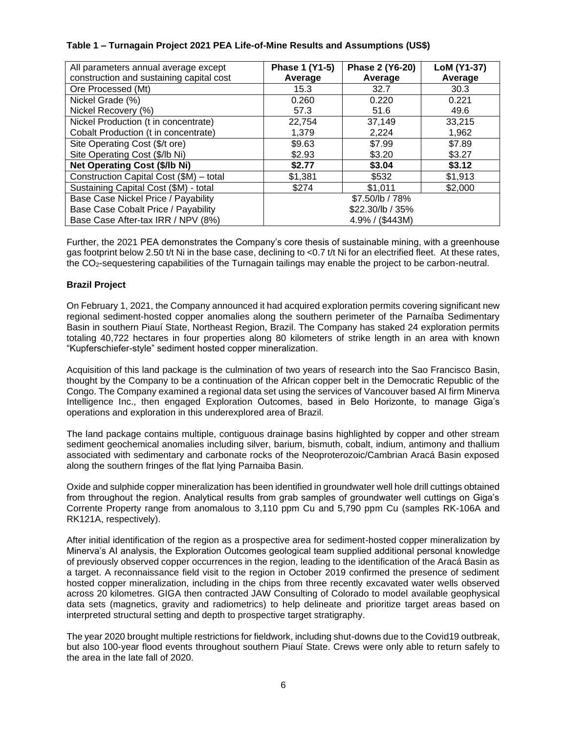**Table 1 – Turnagain Project 2021 PEA Life-of-Mine Results and Assumptions (US$)**

| All parameters annual average except construction and sustaining capital cost | Phase 1 (Y1-5) Average | Phase 2 (Y6-20) Average | LoM (Y1-37) Average |
|---|---|---|---|
| Ore Processed (Mt) | 15.3 | 32.7 | 30.3 |
| Nickel Grade (%) | 0.260 | 0.220 | 0.221 |
| Nickel Recovery (%) | 57.3 | 51.6 | 49.6 |
| Nickel Production (t in concentrate) | 22,754 | 37,149 | 33,215 |
| Cobalt Production (t in concentrate) | 1,379 | 2,224 | 1,962 |
| Site Operating Cost ($/t ore) | $9.63 | $7.99 | $7.89 |
| Site Operating Cost ($/lb Ni) | $2.93 | $3.20 | $3.27 |
| **Net Operating Cost ($/lb Ni)** | **$2.77** | **$3.04** | **$3.12** |
| Construction Capital Cost ($M) – total | $1,381 | $532 | $1,913 |
| Sustaining Capital Cost ($M) - total | $274 | $1,011 | $2,000 |
| Base Case Nickel Price / Payability | $7.50/lb / 78% | | |
| Base Case Cobalt Price / Payability | $22.30/lb / 35% | | |
| Base Case After-tax IRR / NPV (8%) | 4.9% / ($443M) | | |

Further, the 2021 PEA demonstrates the Company's core thesis of sustainable mining, with a greenhouse gas footprint below 2.50 t/t Ni in the base case, declining to <0.7 t/t Ni for an electrified fleet. At these rates, the $CO_2$-sequestering capabilities of the Turnagain tailings may enable the project to be carbon-neutral.

**Brazil Project**

On February 1, 2021, the Company announced it had acquired exploration permits covering significant new regional sediment-hosted copper anomalies along the southern perimeter of the Parnaíba Sedimentary Basin in southern Piauí State, Northeast Region, Brazil. The Company has staked 24 exploration permits totaling 40,722 hectares in four properties along 80 kilometers of strike length in an area with known "Kupferschiefer-style" sediment hosted copper mineralization.

Acquisition of this land package is the culmination of two years of research into the Sao Francisco Basin, thought by the Company to be a continuation of the African copper belt in the Democratic Republic of the Congo. The Company examined a regional data set using the services of Vancouver based AI firm Minerva Intelligence Inc., then engaged Exploration Outcomes, based in Belo Horizonte, to manage Giga's operations and exploration in this underexplored area of Brazil.

The land package contains multiple, contiguous drainage basins highlighted by copper and other stream sediment geochemical anomalies including silver, barium, bismuth, cobalt, indium, antimony and thallium associated with sedimentary and carbonate rocks of the Neoproterozoic/Cambrian Aracá Basin exposed along the southern fringes of the flat lying Parnaiba Basin.

Oxide and sulphide copper mineralization has been identified in groundwater well hole drill cuttings obtained from throughout the region. Analytical results from grab samples of groundwater well cuttings on Giga's Corrente Property range from anomalous to 3,110 ppm Cu and 5,790 ppm Cu (samples RK-106A and RK121A, respectively).

After initial identification of the region as a prospective area for sediment-hosted copper mineralization by Minerva's AI analysis, the Exploration Outcomes geological team supplied additional personal knowledge of previously observed copper occurrences in the region, leading to the identification of the Aracá Basin as a target. A reconnaissance field visit to the region in October 2019 confirmed the presence of sediment hosted copper mineralization, including in the chips from three recently excavated water wells observed across 20 kilometres. GIGA then contracted JAW Consulting of Colorado to model available geophysical data sets (magnetics, gravity and radiometrics) to help delineate and prioritize target areas based on interpreted structural setting and depth to prospective target stratigraphy.

The year 2020 brought multiple restrictions for fieldwork, including shut-downs due to the Covid19 outbreak, but also 100-year flood events throughout southern Piauí State. Crews were only able to return safely to the area in the late fall of 2020.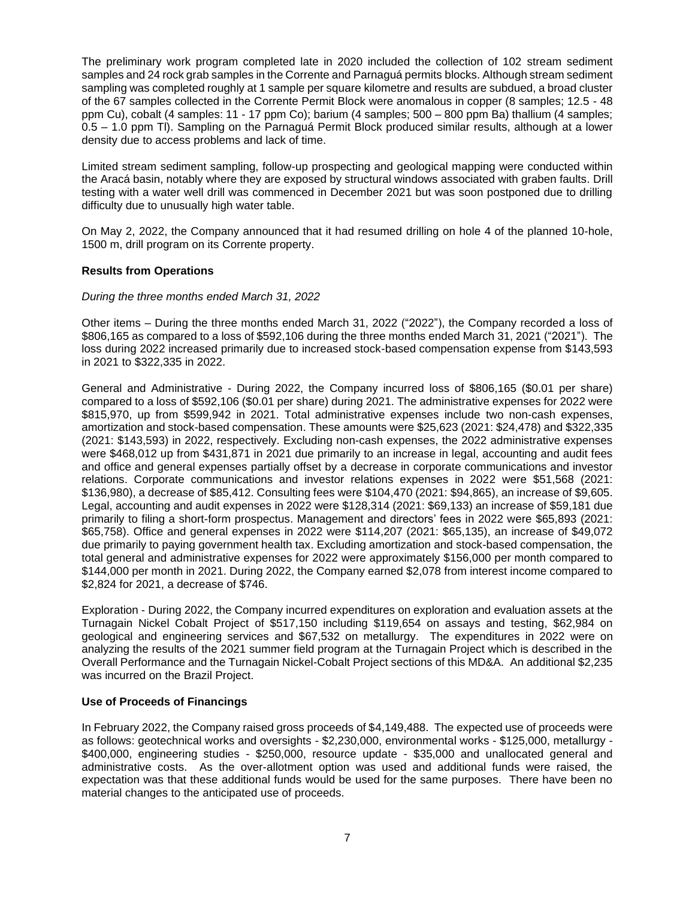The preliminary work program completed late in 2020 included the collection of 102 stream sediment samples and 24 rock grab samples in the Corrente and Parnaguá permits blocks. Although stream sediment sampling was completed roughly at 1 sample per square kilometre and results are subdued, a broad cluster of the 67 samples collected in the Corrente Permit Block were anomalous in copper (8 samples; 12.5 - 48 ppm Cu), cobalt (4 samples: 11 - 17 ppm Co); barium (4 samples; 500 – 800 ppm Ba) thallium (4 samples; 0.5 – 1.0 ppm Tl). Sampling on the Parnaguá Permit Block produced similar results, although at a lower density due to access problems and lack of time.

Limited stream sediment sampling, follow-up prospecting and geological mapping were conducted within the Aracá basin, notably where they are exposed by structural windows associated with graben faults. Drill testing with a water well drill was commenced in December 2021 but was soon postponed due to drilling difficulty due to unusually high water table.

On May 2, 2022, the Company announced that it had resumed drilling on hole 4 of the planned 10-hole, 1500 m, drill program on its Corrente property.

**Results from Operations**

*During the three months ended March 31, 2022*

Other items – During the three months ended March 31, 2022 ("2022"), the Company recorded a loss of $806,165 as compared to a loss of $592,106 during the three months ended March 31, 2021 ("2021"). The loss during 2022 increased primarily due to increased stock-based compensation expense from $143,593 in 2021 to $322,335 in 2022.

General and Administrative - During 2022, the Company incurred loss of $806,165 ($0.01 per share) compared to a loss of $592,106 ($0.01 per share) during 2021. The administrative expenses for 2022 were $815,970, up from $599,942 in 2021. Total administrative expenses include two non-cash expenses, amortization and stock-based compensation. These amounts were $25,623 (2021: $24,478) and $322,335 (2021: $143,593) in 2022, respectively. Excluding non-cash expenses, the 2022 administrative expenses were $468,012 up from $431,871 in 2021 due primarily to an increase in legal, accounting and audit fees and office and general expenses partially offset by a decrease in corporate communications and investor relations. Corporate communications and investor relations expenses in 2022 were $51,568 (2021: $136,980), a decrease of $85,412. Consulting fees were $104,470 (2021: $94,865), an increase of $9,605. Legal, accounting and audit expenses in 2022 were $128,314 (2021: $69,133) an increase of $59,181 due primarily to filing a short-form prospectus. Management and directors' fees in 2022 were $65,893 (2021: $65,758). Office and general expenses in 2022 were $114,207 (2021: $65,135), an increase of $49,072 due primarily to paying government health tax. Excluding amortization and stock-based compensation, the total general and administrative expenses for 2022 were approximately $156,000 per month compared to $144,000 per month in 2021. During 2022, the Company earned $2,078 from interest income compared to $2,824 for 2021, a decrease of $746.

Exploration - During 2022, the Company incurred expenditures on exploration and evaluation assets at the Turnagain Nickel Cobalt Project of $517,150 including $119,654 on assays and testing, $62,984 on geological and engineering services and $67,532 on metallurgy. The expenditures in 2022 were on analyzing the results of the 2021 summer field program at the Turnagain Project which is described in the Overall Performance and the Turnagain Nickel-Cobalt Project sections of this MD&A. An additional $2,235 was incurred on the Brazil Project.

**Use of Proceeds of Financings**

In February 2022, the Company raised gross proceeds of $4,149,488. The expected use of proceeds were as follows: geotechnical works and oversights - $2,230,000, environmental works - $125,000, metallurgy - $400,000, engineering studies - $250,000, resource update - $35,000 and unallocated general and administrative costs. As the over-allotment option was used and additional funds were raised, the expectation was that these additional funds would be used for the same purposes. There have been no material changes to the anticipated use of proceeds.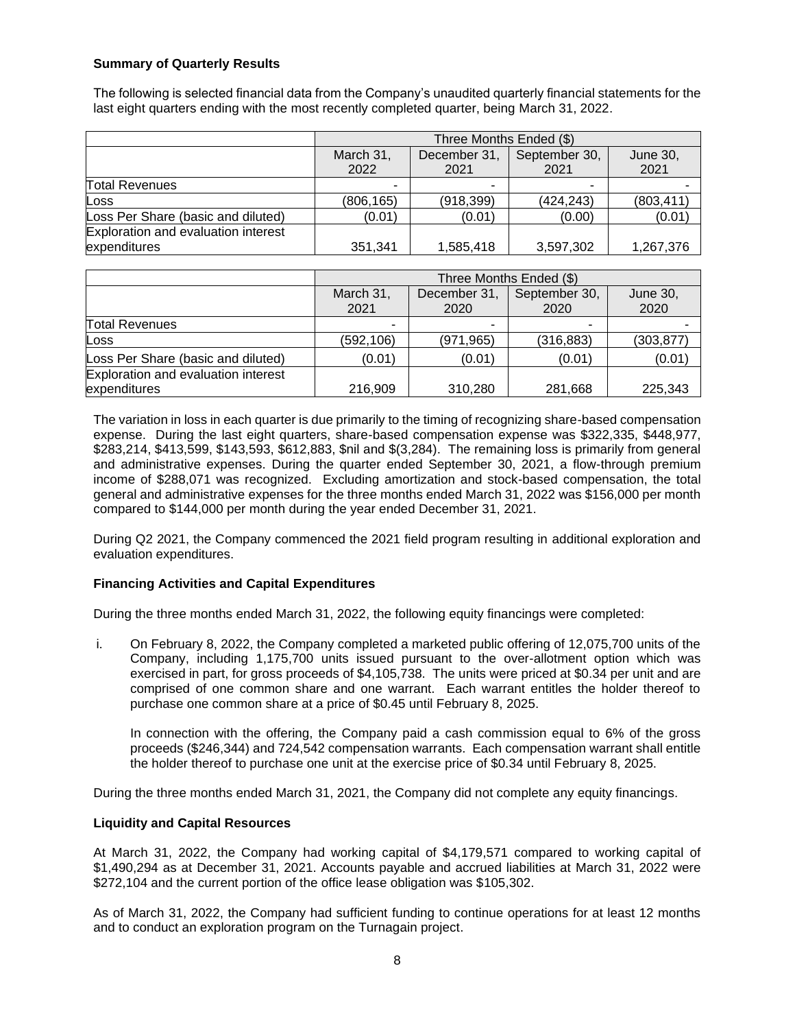**Summary of Quarterly Results**

The following is selected financial data from the Company's unaudited quarterly financial statements for the last eight quarters ending with the most recently completed quarter, being March 31, 2022.

| | Three Months Ended ($) | | | |
|---|---|---|---|---|
| | March 31, 2022 | December 31, 2021 | September 30, 2021 | June 30, 2021 |
| Total Revenues | - | - | - | - |
| Loss | (806,165) | (918,399) | (424,243) | (803,411) |
| Loss Per Share (basic and diluted) | (0.01) | (0.01) | (0.00) | (0.01) |
| Exploration and evaluation interest expenditures | 351,341 | 1,585,418 | 3,597,302 | 1,267,376 |

| | Three Months Ended ($) | | | |
|---|---|---|---|---|
| | March 31, 2021 | December 31, 2020 | September 30, 2020 | June 30, 2020 |
| Total Revenues | - | - | - | - |
| Loss | (592,106) | (971,965) | (316,883) | (303,877) |
| Loss Per Share (basic and diluted) | (0.01) | (0.01) | (0.01) | (0.01) |
| Exploration and evaluation interest expenditures | 216,909 | 310,280 | 281,668 | 225,343 |

The variation in loss in each quarter is due primarily to the timing of recognizing share-based compensation expense. During the last eight quarters, share-based compensation expense was $322,335, $448,977, $283,214, $413,599, $143,593, $612,883, $nil and $(3,284). The remaining loss is primarily from general and administrative expenses. During the quarter ended September 30, 2021, a flow-through premium income of $288,071 was recognized. Excluding amortization and stock-based compensation, the total general and administrative expenses for the three months ended March 31, 2022 was $156,000 per month compared to $144,000 per month during the year ended December 31, 2021.

During Q2 2021, the Company commenced the 2021 field program resulting in additional exploration and evaluation expenditures.

**Financing Activities and Capital Expenditures**

During the three months ended March 31, 2022, the following equity financings were completed:

i. On February 8, 2022, the Company completed a marketed public offering of 12,075,700 units of the Company, including 1,175,700 units issued pursuant to the over-allotment option which was exercised in part, for gross proceeds of $4,105,738. The units were priced at $0.34 per unit and are comprised of one common share and one warrant. Each warrant entitles the holder thereof to purchase one common share at a price of $0.45 until February 8, 2025.

   In connection with the offering, the Company paid a cash commission equal to 6% of the gross proceeds ($246,344) and 724,542 compensation warrants. Each compensation warrant shall entitle the holder thereof to purchase one unit at the exercise price of $0.34 until February 8, 2025.

During the three months ended March 31, 2021, the Company did not complete any equity financings.

**Liquidity and Capital Resources**

At March 31, 2022, the Company had working capital of $4,179,571 compared to working capital of $1,490,294 as at December 31, 2021. Accounts payable and accrued liabilities at March 31, 2022 were $272,104 and the current portion of the office lease obligation was $105,302.

As of March 31, 2022, the Company had sufficient funding to continue operations for at least 12 months and to conduct an exploration program on the Turnagain project.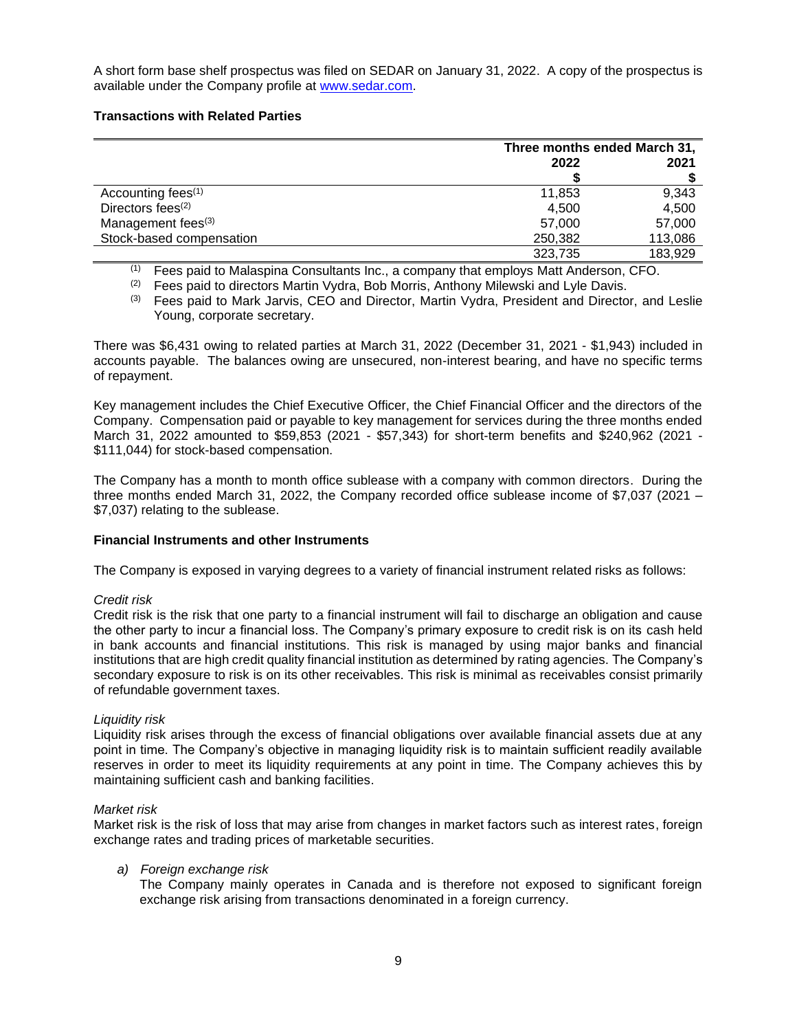A short form base shelf prospectus was filed on SEDAR on January 31, 2022. A copy of the prospectus is available under the Company profile at [www.sedar.com](www.sedar.com).

**Transactions with Related Parties**

| | Three months ended March 31, | |
|---|---|---|
| | 2022 | 2021 |
| | $ | $ |
| Accounting fees(1) | 11,853 | 9,343 |
| Directors fees(2) | 4,500 | 4,500 |
| Management fees(3) | 57,000 | 57,000 |
| Stock-based compensation | 250,382 | 113,086 |
| | 323,735 | 183,929 |

(1) Fees paid to Malaspina Consultants Inc., a company that employs Matt Anderson, CFO.
(2) Fees paid to directors Martin Vydra, Bob Morris, Anthony Milewski and Lyle Davis.
(3) Fees paid to Mark Jarvis, CEO and Director, Martin Vydra, President and Director, and Leslie Young, corporate secretary.

There was $6,431 owing to related parties at March 31, 2022 (December 31, 2021 - $1,943) included in accounts payable. The balances owing are unsecured, non-interest bearing, and have no specific terms of repayment.

Key management includes the Chief Executive Officer, the Chief Financial Officer and the directors of the Company. Compensation paid or payable to key management for services during the three months ended March 31, 2022 amounted to $59,853 (2021 - $57,343) for short-term benefits and $240,962 (2021 - $111,044) for stock-based compensation.

The Company has a month to month office sublease with a company with common directors. During the three months ended March 31, 2022, the Company recorded office sublease income of $7,037 (2021 – $7,037) relating to the sublease.

**Financial Instruments and other Instruments**

The Company is exposed in varying degrees to a variety of financial instrument related risks as follows:

*Credit risk*
Credit risk is the risk that one party to a financial instrument will fail to discharge an obligation and cause the other party to incur a financial loss. The Company's primary exposure to credit risk is on its cash held in bank accounts and financial institutions. This risk is managed by using major banks and financial institutions that are high credit quality financial institution as determined by rating agencies. The Company's secondary exposure to risk is on its other receivables. This risk is minimal as receivables consist primarily of refundable government taxes.

*Liquidity risk*
Liquidity risk arises through the excess of financial obligations over available financial assets due at any point in time. The Company's objective in managing liquidity risk is to maintain sufficient readily available reserves in order to meet its liquidity requirements at any point in time. The Company achieves this by maintaining sufficient cash and banking facilities.

*Market risk*
Market risk is the risk of loss that may arise from changes in market factors such as interest rates, foreign exchange rates and trading prices of marketable securities.

a) *Foreign exchange risk*
The Company mainly operates in Canada and is therefore not exposed to significant foreign exchange risk arising from transactions denominated in a foreign currency.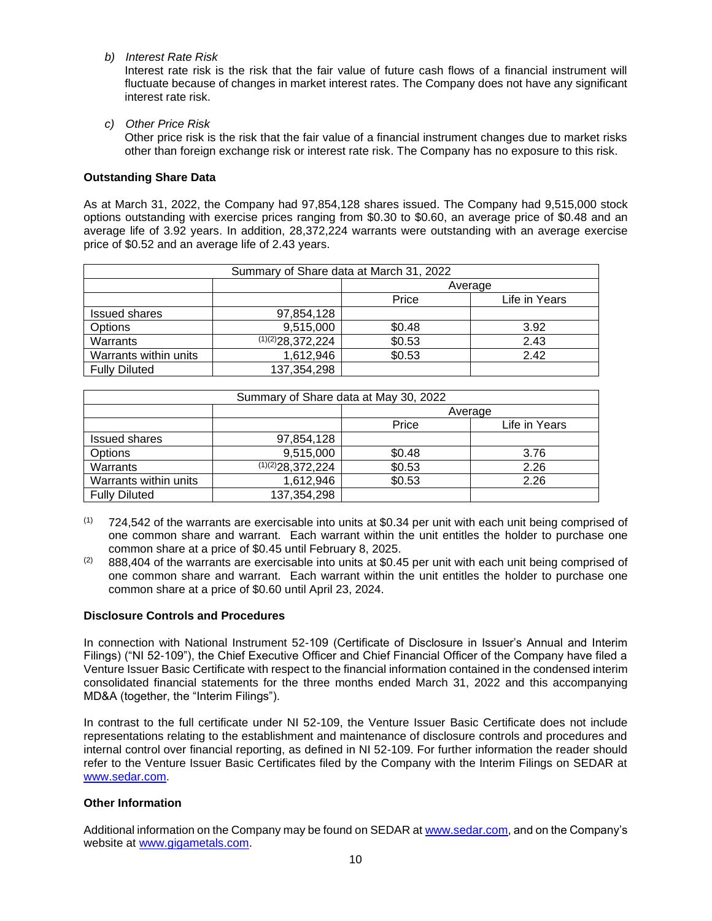*b) Interest Rate Risk*

Interest rate risk is the risk that the fair value of future cash flows of a financial instrument will fluctuate because of changes in market interest rates. The Company does not have any significant interest rate risk.

*c) Other Price Risk*

Other price risk is the risk that the fair value of a financial instrument changes due to market risks other than foreign exchange risk or interest rate risk. The Company has no exposure to this risk.

**Outstanding Share Data**

As at March 31, 2022, the Company had 97,854,128 shares issued. The Company had 9,515,000 stock options outstanding with exercise prices ranging from $0.30 to $0.60, an average price of $0.48 and an average life of 3.92 years. In addition, 28,372,224 warrants were outstanding with an average exercise price of $0.52 and an average life of 2.43 years.

| Summary of Share data at March 31, 2022 | | | |
|---|---|---|---|
| | | Average | |
| | | Price | Life in Years |
| Issued shares | 97,854,128 | | |
| Options | 9,515,000 | $0.48 | 3.92 |
| Warrants | (1)(2)28,372,224 | $0.53 | 2.43 |
| Warrants within units | 1,612,946 | $0.53 | 2.42 |
| Fully Diluted | 137,354,298 | | |

| Summary of Share data at May 30, 2022 | | | |
|---|---|---|---|
| | | Average | |
| | | Price | Life in Years |
| Issued shares | 97,854,128 | | |
| Options | 9,515,000 | $0.48 | 3.76 |
| Warrants | (1)(2)28,372,224 | $0.53 | 2.26 |
| Warrants within units | 1,612,946 | $0.53 | 2.26 |
| Fully Diluted | 137,354,298 | | |

(1) 724,542 of the warrants are exercisable into units at $0.34 per unit with each unit being comprised of one common share and warrant. Each warrant within the unit entitles the holder to purchase one common share at a price of $0.45 until February 8, 2025.

(2) 888,404 of the warrants are exercisable into units at $0.45 per unit with each unit being comprised of one common share and warrant. Each warrant within the unit entitles the holder to purchase one common share at a price of $0.60 until April 23, 2024.

**Disclosure Controls and Procedures**

In connection with National Instrument 52-109 (Certificate of Disclosure in Issuer's Annual and Interim Filings) ("NI 52-109"), the Chief Executive Officer and Chief Financial Officer of the Company have filed a Venture Issuer Basic Certificate with respect to the financial information contained in the condensed interim consolidated financial statements for the three months ended March 31, 2022 and this accompanying MD&A (together, the "Interim Filings").

In contrast to the full certificate under NI 52-109, the Venture Issuer Basic Certificate does not include representations relating to the establishment and maintenance of disclosure controls and procedures and internal control over financial reporting, as defined in NI 52-109. For further information the reader should refer to the Venture Issuer Basic Certificates filed by the Company with the Interim Filings on SEDAR at www.sedar.com.

**Other Information**

Additional information on the Company may be found on SEDAR at www.sedar.com, and on the Company's website at www.gigametals.com.